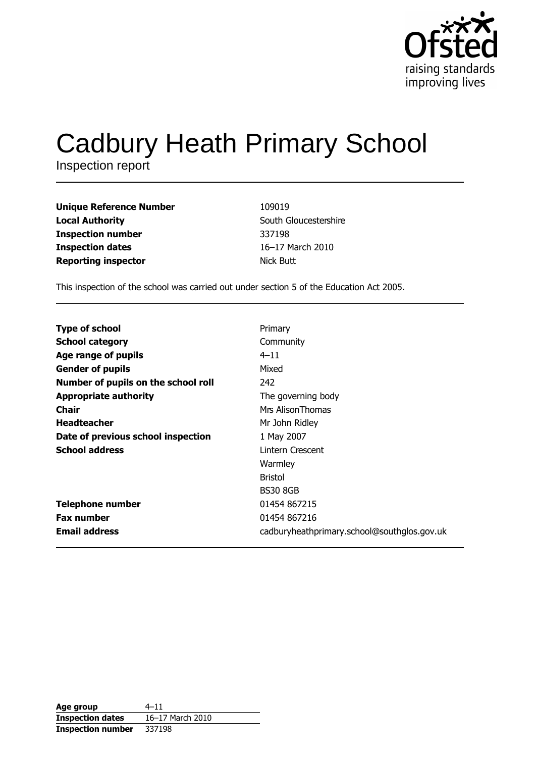Ofsted
raising standards
improving lives

# Cadbury Heath Primary School

Inspection report

| | |
|---|---|
| **Unique Reference Number** | 109019 |
| **Local Authority** | South Gloucestershire |
| **Inspection number** | 337198 |
| **Inspection dates** | 16–17 March 2010 |
| **Reporting inspector** | Nick Butt |

This inspection of the school was carried out under section 5 of the Education Act 2005.

| | |
|---|---|
| **Type of school** | Primary |
| **School category** | Community |
| **Age range of pupils** | 4–11 |
| **Gender of pupils** | Mixed |
| **Number of pupils on the school roll** | 242 |
| **Appropriate authority** | The governing body |
| **Chair** | Mrs AlisonThomas |
| **Headteacher** | Mr John Ridley |
| **Date of previous school inspection** | 1 May 2007 |
| **School address** | Lintern Crescent<br>Warmley<br>Bristol<br>BS30 8GB |
| **Telephone number** | 01454 867215 |
| **Fax number** | 01454 867216 |
| **Email address** | cadburyheathprimary.school@southglos.gov.uk |

| | |
|---|---|
| **Age group** | 4–11 |
| **Inspection dates** | 16–17 March 2010 |
| **Inspection number** | 337198 |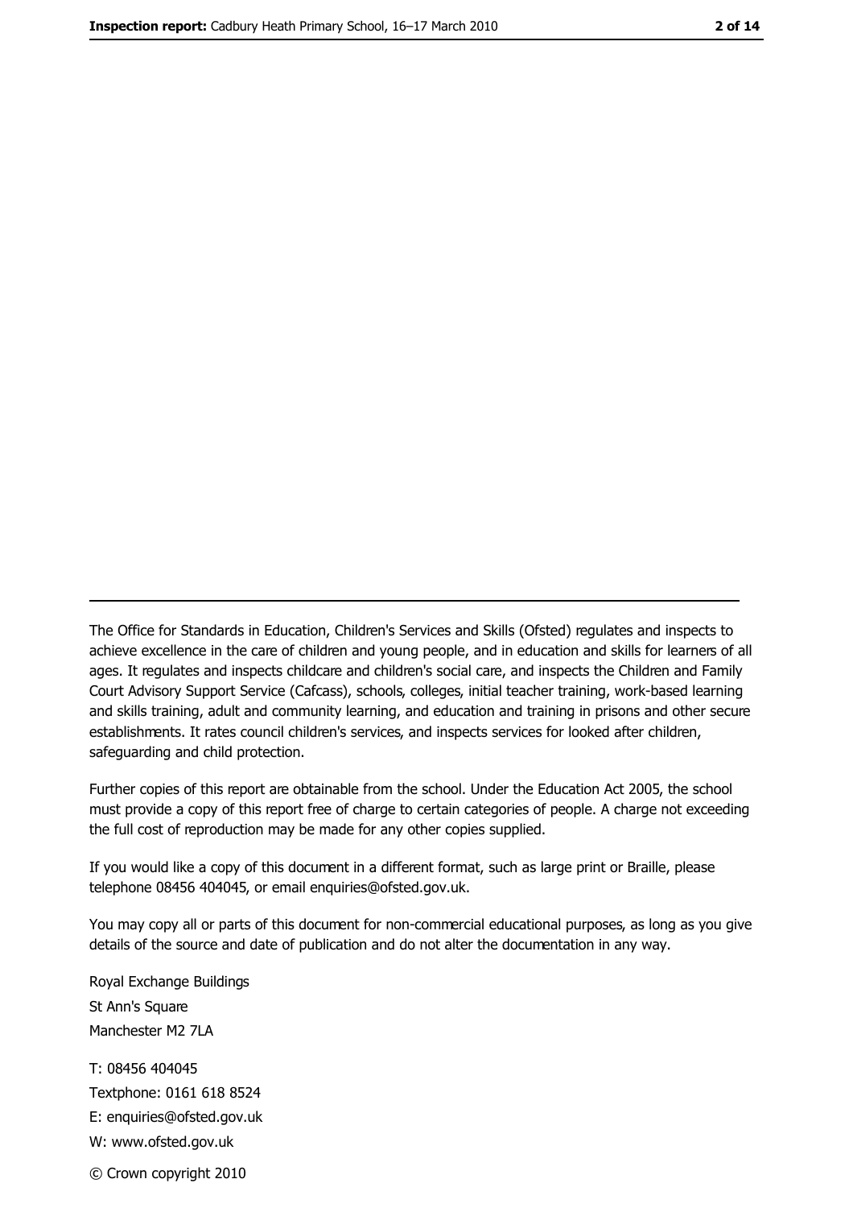---

The Office for Standards in Education, Children's Services and Skills (Ofsted) regulates and inspects to achieve excellence in the care of children and young people, and in education and skills for learners of all ages. It regulates and inspects childcare and children's social care, and inspects the Children and Family Court Advisory Support Service (Cafcass), schools, colleges, initial teacher training, work-based learning and skills training, adult and community learning, and education and training in prisons and other secure establishments. It rates council children's services, and inspects services for looked after children, safeguarding and child protection.

Further copies of this report are obtainable from the school. Under the Education Act 2005, the school must provide a copy of this report free of charge to certain categories of people. A charge not exceeding the full cost of reproduction may be made for any other copies supplied.

If you would like a copy of this document in a different format, such as large print or Braille, please telephone 08456 404045, or email enquiries@ofsted.gov.uk.

You may copy all or parts of this document for non-commercial educational purposes, as long as you give details of the source and date of publication and do not alter the documentation in any way.

Royal Exchange Buildings
St Ann's Square
Manchester M2 7LA

T: 08456 404045
Textphone: 0161 618 8524
E: enquiries@ofsted.gov.uk
W: www.ofsted.gov.uk

© Crown copyright 2010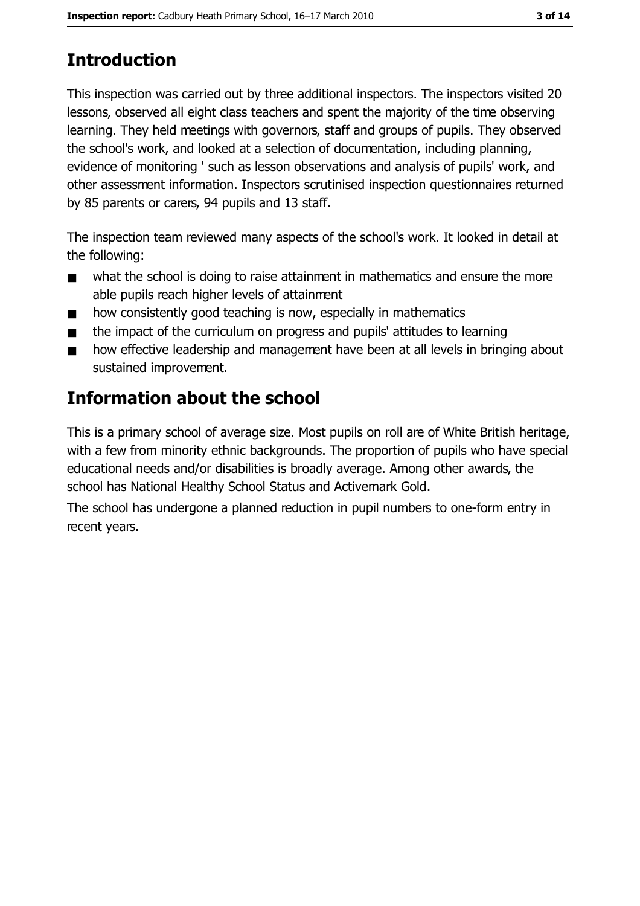## Introduction

This inspection was carried out by three additional inspectors. The inspectors visited 20 lessons, observed all eight class teachers and spent the majority of the time observing learning. They held meetings with governors, staff and groups of pupils. They observed the school's work, and looked at a selection of documentation, including planning, evidence of monitoring ' such as lesson observations and analysis of pupils' work, and other assessment information. Inspectors scrutinised inspection questionnaires returned by 85 parents or carers, 94 pupils and 13 staff.

The inspection team reviewed many aspects of the school's work. It looked in detail at the following:

- what the school is doing to raise attainment in mathematics and ensure the more able pupils reach higher levels of attainment
- how consistently good teaching is now, especially in mathematics
- the impact of the curriculum on progress and pupils' attitudes to learning
- how effective leadership and management have been at all levels in bringing about sustained improvement.

## Information about the school

This is a primary school of average size. Most pupils on roll are of White British heritage, with a few from minority ethnic backgrounds. The proportion of pupils who have special educational needs and/or disabilities is broadly average. Among other awards, the school has National Healthy School Status and Activemark Gold.

The school has undergone a planned reduction in pupil numbers to one-form entry in recent years.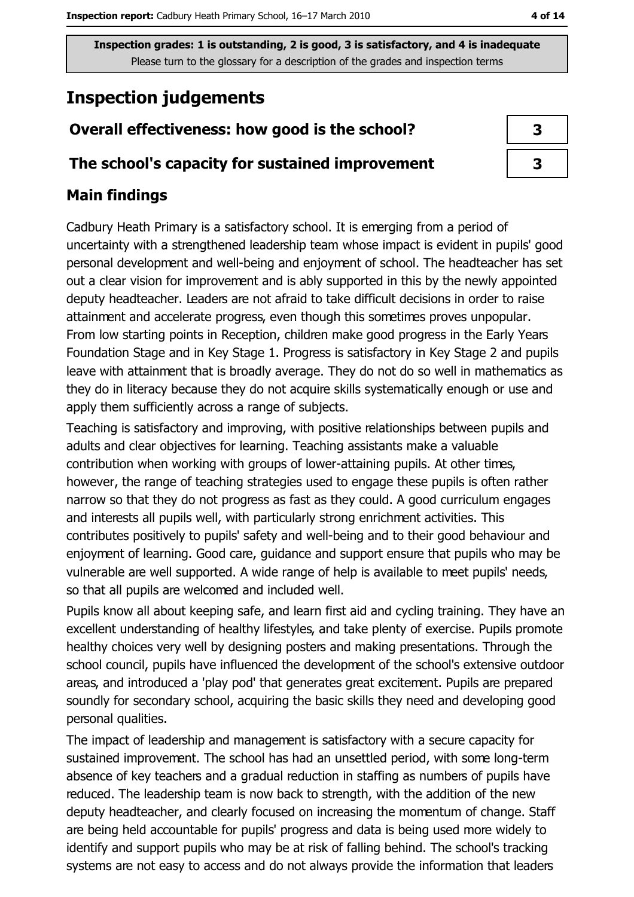**Inspection grades: 1 is outstanding, 2 is good, 3 is satisfactory, and 4 is inadequate**
Please turn to the glossary for a description of the grades and inspection terms

## Inspection judgements

| | |
|---|---|
| **Overall effectiveness: how good is the school?** | **3** |
| **The school's capacity for sustained improvement** | **3** |

### Main findings

Cadbury Heath Primary is a satisfactory school. It is emerging from a period of uncertainty with a strengthened leadership team whose impact is evident in pupils' good personal development and well-being and enjoyment of school. The headteacher has set out a clear vision for improvement and is ably supported in this by the newly appointed deputy headteacher. Leaders are not afraid to take difficult decisions in order to raise attainment and accelerate progress, even though this sometimes proves unpopular. From low starting points in Reception, children make good progress in the Early Years Foundation Stage and in Key Stage 1. Progress is satisfactory in Key Stage 2 and pupils leave with attainment that is broadly average. They do not do so well in mathematics as they do in literacy because they do not acquire skills systematically enough or use and apply them sufficiently across a range of subjects.

Teaching is satisfactory and improving, with positive relationships between pupils and adults and clear objectives for learning. Teaching assistants make a valuable contribution when working with groups of lower-attaining pupils. At other times, however, the range of teaching strategies used to engage these pupils is often rather narrow so that they do not progress as fast as they could. A good curriculum engages and interests all pupils well, with particularly strong enrichment activities. This contributes positively to pupils' safety and well-being and to their good behaviour and enjoyment of learning. Good care, guidance and support ensure that pupils who may be vulnerable are well supported. A wide range of help is available to meet pupils' needs, so that all pupils are welcomed and included well.

Pupils know all about keeping safe, and learn first aid and cycling training. They have an excellent understanding of healthy lifestyles, and take plenty of exercise. Pupils promote healthy choices very well by designing posters and making presentations. Through the school council, pupils have influenced the development of the school's extensive outdoor areas, and introduced a 'play pod' that generates great excitement. Pupils are prepared soundly for secondary school, acquiring the basic skills they need and developing good personal qualities.

The impact of leadership and management is satisfactory with a secure capacity for sustained improvement. The school has had an unsettled period, with some long-term absence of key teachers and a gradual reduction in staffing as numbers of pupils have reduced. The leadership team is now back to strength, with the addition of the new deputy headteacher, and clearly focused on increasing the momentum of change. Staff are being held accountable for pupils' progress and data is being used more widely to identify and support pupils who may be at risk of falling behind. The school's tracking systems are not easy to access and do not always provide the information that leaders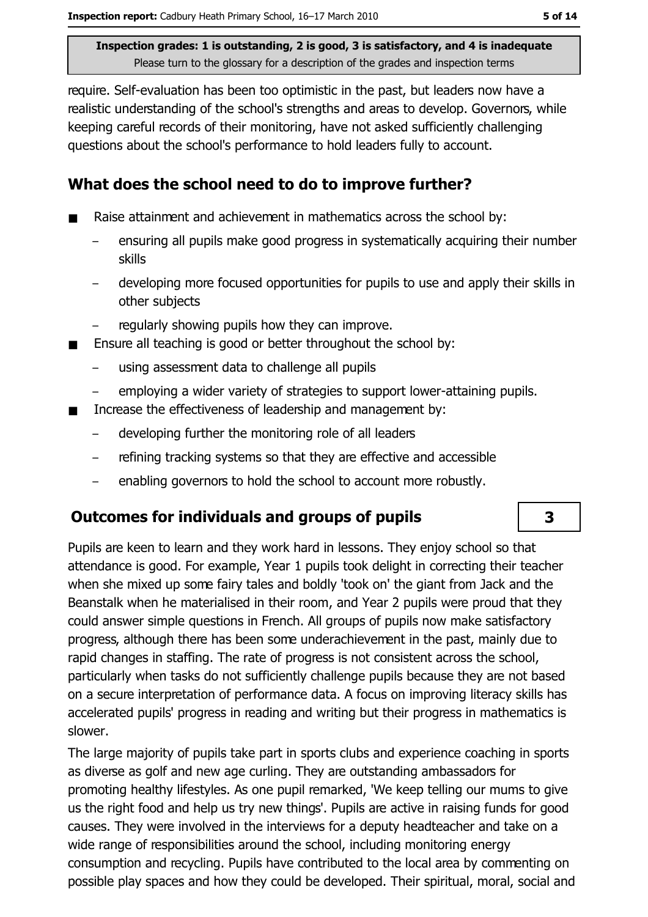require. Self-evaluation has been too optimistic in the past, but leaders now have a realistic understanding of the school's strengths and areas to develop. Governors, while keeping careful records of their monitoring, have not asked sufficiently challenging questions about the school's performance to hold leaders fully to account.

## What does the school need to do to improve further?

- Raise attainment and achievement in mathematics across the school by:
  - ensuring all pupils make good progress in systematically acquiring their number skills
  - developing more focused opportunities for pupils to use and apply their skills in other subjects
  - regularly showing pupils how they can improve.
- Ensure all teaching is good or better throughout the school by:
  - using assessment data to challenge all pupils
  - employing a wider variety of strategies to support lower-attaining pupils.
- Increase the effectiveness of leadership and management by:
  - developing further the monitoring role of all leaders
  - refining tracking systems so that they are effective and accessible
  - enabling governors to hold the school to account more robustly.

## Outcomes for individuals and groups of pupils — 3

Pupils are keen to learn and they work hard in lessons. They enjoy school so that attendance is good. For example, Year 1 pupils took delight in correcting their teacher when she mixed up some fairy tales and boldly 'took on' the giant from Jack and the Beanstalk when he materialised in their room, and Year 2 pupils were proud that they could answer simple questions in French. All groups of pupils now make satisfactory progress, although there has been some underachievement in the past, mainly due to rapid changes in staffing. The rate of progress is not consistent across the school, particularly when tasks do not sufficiently challenge pupils because they are not based on a secure interpretation of performance data. A focus on improving literacy skills has accelerated pupils' progress in reading and writing but their progress in mathematics is slower.

The large majority of pupils take part in sports clubs and experience coaching in sports as diverse as golf and new age curling. They are outstanding ambassadors for promoting healthy lifestyles. As one pupil remarked, 'We keep telling our mums to give us the right food and help us try new things'. Pupils are active in raising funds for good causes. They were involved in the interviews for a deputy headteacher and take on a wide range of responsibilities around the school, including monitoring energy consumption and recycling. Pupils have contributed to the local area by commenting on possible play spaces and how they could be developed. Their spiritual, moral, social and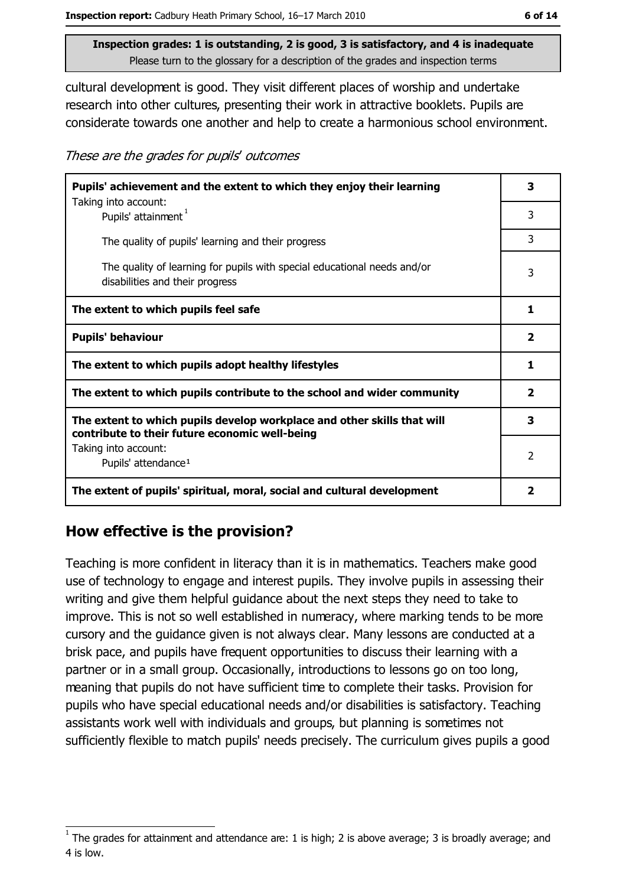Inspection grades: 1 is outstanding, 2 is good, 3 is satisfactory, and 4 is inadequate
Please turn to the glossary for a description of the grades and inspection terms

cultural development is good. They visit different places of worship and undertake research into other cultures, presenting their work in attractive booklets. Pupils are considerate towards one another and help to create a harmonious school environment.

*These are the grades for pupils' outcomes*

| | |
|---|---|
| **Pupils' achievement and the extent to which they enjoy their learning** | **3** |
| Taking into account: Pupils' attainment [1] | 3 |
| The quality of pupils' learning and their progress | 3 |
| The quality of learning for pupils with special educational needs and/or disabilities and their progress | 3 |
| **The extent to which pupils feel safe** | **1** |
| **Pupils' behaviour** | **2** |
| **The extent to which pupils adopt healthy lifestyles** | **1** |
| **The extent to which pupils contribute to the school and wider community** | **2** |
| **The extent to which pupils develop workplace and other skills that will contribute to their future economic well-being** | **3** |
| Taking into account: Pupils' attendance [1] | 2 |
| **The extent of pupils' spiritual, moral, social and cultural development** | **2** |

## How effective is the provision?

Teaching is more confident in literacy than it is in mathematics. Teachers make good use of technology to engage and interest pupils. They involve pupils in assessing their writing and give them helpful guidance about the next steps they need to take to improve. This is not so well established in numeracy, where marking tends to be more cursory and the guidance given is not always clear. Many lessons are conducted at a brisk pace, and pupils have frequent opportunities to discuss their learning with a partner or in a small group. Occasionally, introductions to lessons go on too long, meaning that pupils do not have sufficient time to complete their tasks. Provision for pupils who have special educational needs and/or disabilities is satisfactory. Teaching assistants work well with individuals and groups, but planning is sometimes not sufficiently flexible to match pupils' needs precisely. The curriculum gives pupils a good

[1] The grades for attainment and attendance are: 1 is high; 2 is above average; 3 is broadly average; and 4 is low.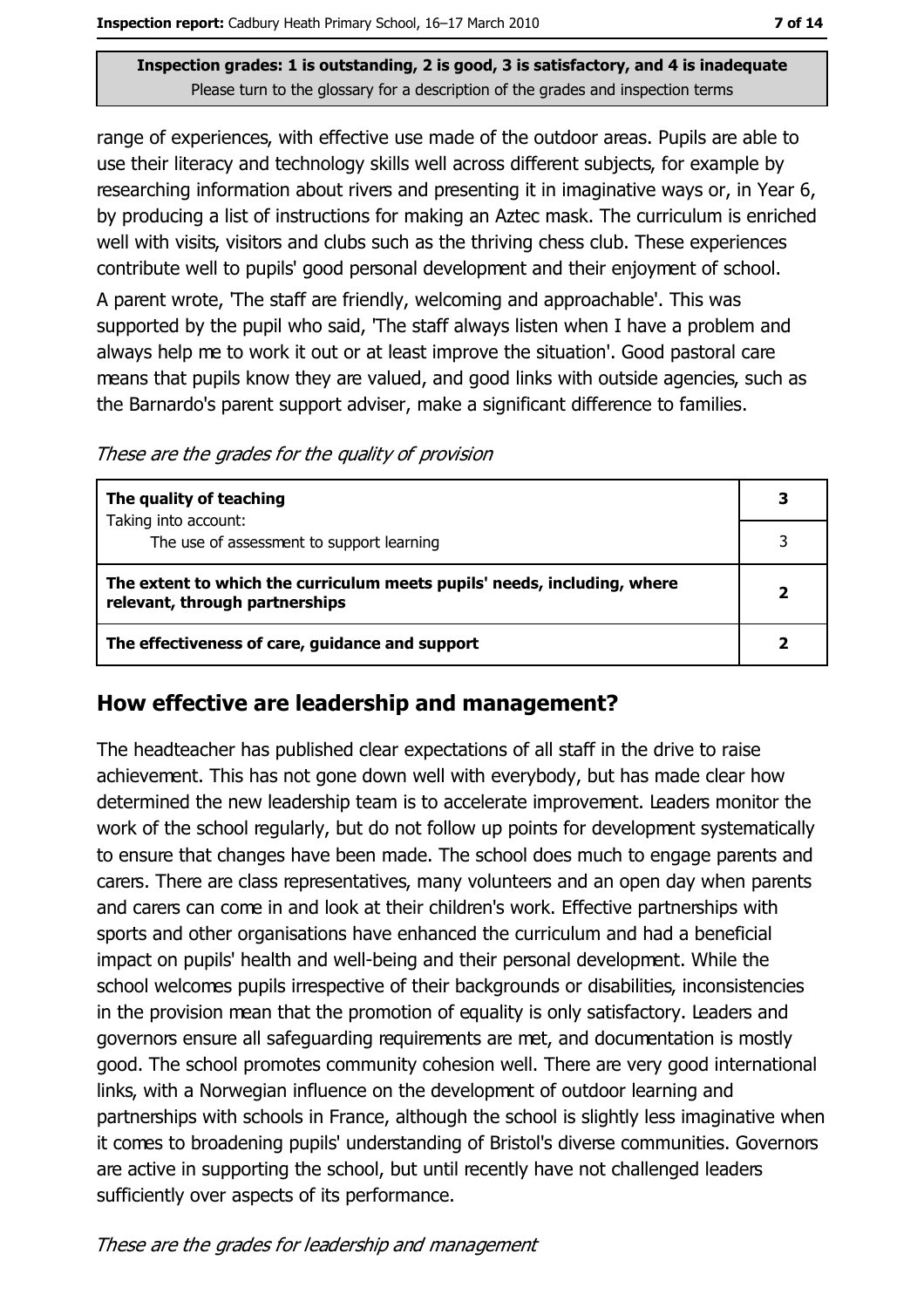range of experiences, with effective use made of the outdoor areas. Pupils are able to use their literacy and technology skills well across different subjects, for example by researching information about rivers and presenting it in imaginative ways or, in Year 6, by producing a list of instructions for making an Aztec mask. The curriculum is enriched well with visits, visitors and clubs such as the thriving chess club. These experiences contribute well to pupils' good personal development and their enjoyment of school.

A parent wrote, 'The staff are friendly, welcoming and approachable'. This was supported by the pupil who said, 'The staff always listen when I have a problem and always help me to work it out or at least improve the situation'. Good pastoral care means that pupils know they are valued, and good links with outside agencies, such as the Barnardo's parent support adviser, make a significant difference to families.

*These are the grades for the quality of provision*

| | |
|---|---|
| **The quality of teaching**<br>Taking into account: | **3** |
| The use of assessment to support learning | 3 |
| **The extent to which the curriculum meets pupils' needs, including, where relevant, through partnerships** | **2** |
| **The effectiveness of care, guidance and support** | **2** |

## How effective are leadership and management?

The headteacher has published clear expectations of all staff in the drive to raise achievement. This has not gone down well with everybody, but has made clear how determined the new leadership team is to accelerate improvement. Leaders monitor the work of the school regularly, but do not follow up points for development systematically to ensure that changes have been made. The school does much to engage parents and carers. There are class representatives, many volunteers and an open day when parents and carers can come in and look at their children's work. Effective partnerships with sports and other organisations have enhanced the curriculum and had a beneficial impact on pupils' health and well-being and their personal development. While the school welcomes pupils irrespective of their backgrounds or disabilities, inconsistencies in the provision mean that the promotion of equality is only satisfactory. Leaders and governors ensure all safeguarding requirements are met, and documentation is mostly good. The school promotes community cohesion well. There are very good international links, with a Norwegian influence on the development of outdoor learning and partnerships with schools in France, although the school is slightly less imaginative when it comes to broadening pupils' understanding of Bristol's diverse communities. Governors are active in supporting the school, but until recently have not challenged leaders sufficiently over aspects of its performance.

*These are the grades for leadership and management*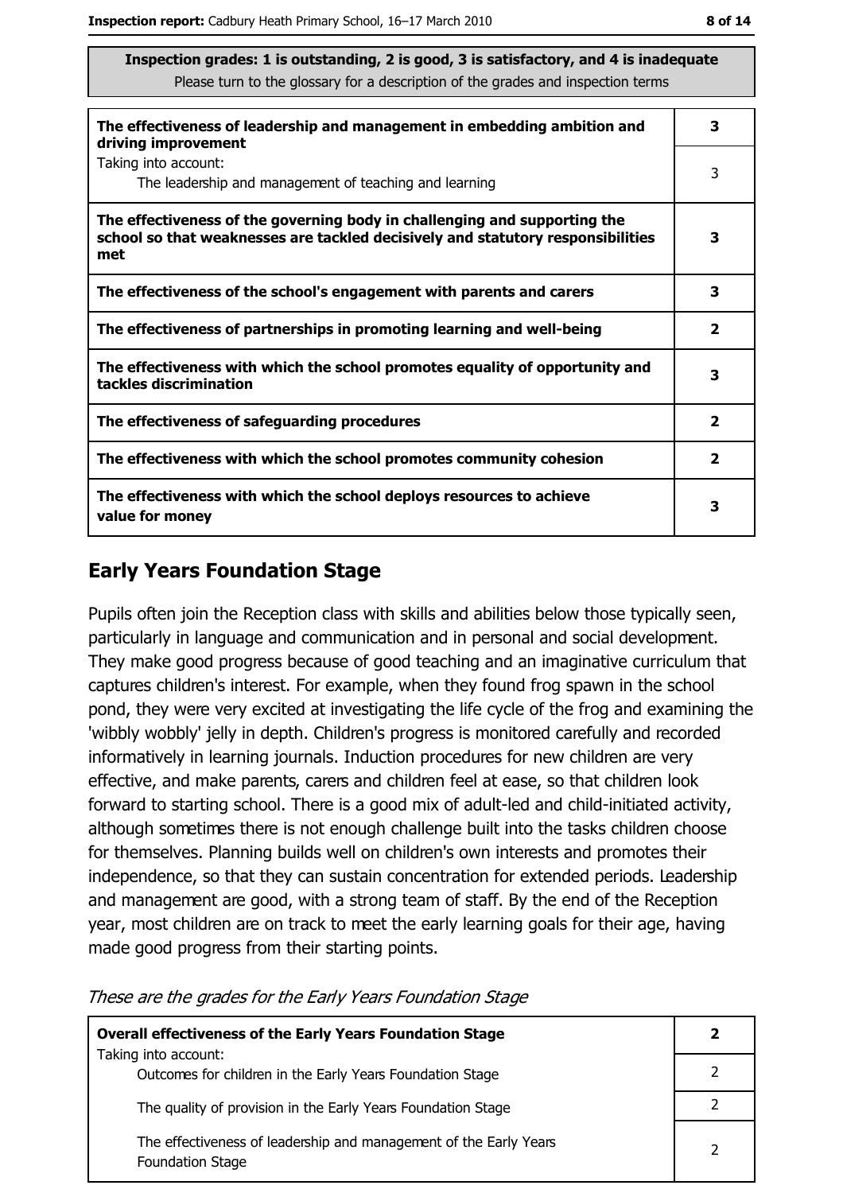**Inspection grades: 1 is outstanding, 2 is good, 3 is satisfactory, and 4 is inadequate**
Please turn to the glossary for a description of the grades and inspection terms

| | |
|---|---|
| **The effectiveness of leadership and management in embedding ambition and driving improvement** | **3** |
| Taking into account: The leadership and management of teaching and learning | 3 |
| **The effectiveness of the governing body in challenging and supporting the school so that weaknesses are tackled decisively and statutory responsibilities met** | **3** |
| **The effectiveness of the school's engagement with parents and carers** | **3** |
| **The effectiveness of partnerships in promoting learning and well-being** | **2** |
| **The effectiveness with which the school promotes equality of opportunity and tackles discrimination** | **3** |
| **The effectiveness of safeguarding procedures** | **2** |
| **The effectiveness with which the school promotes community cohesion** | **2** |
| **The effectiveness with which the school deploys resources to achieve value for money** | **3** |

## Early Years Foundation Stage

Pupils often join the Reception class with skills and abilities below those typically seen, particularly in language and communication and in personal and social development. They make good progress because of good teaching and an imaginative curriculum that captures children's interest. For example, when they found frog spawn in the school pond, they were very excited at investigating the life cycle of the frog and examining the 'wibbly wobbly' jelly in depth. Children's progress is monitored carefully and recorded informatively in learning journals. Induction procedures for new children are very effective, and make parents, carers and children feel at ease, so that children look forward to starting school. There is a good mix of adult-led and child-initiated activity, although sometimes there is not enough challenge built into the tasks children choose for themselves. Planning builds well on children's own interests and promotes their independence, so that they can sustain concentration for extended periods. Leadership and management are good, with a strong team of staff. By the end of the Reception year, most children are on track to meet the early learning goals for their age, having made good progress from their starting points.

*These are the grades for the Early Years Foundation Stage*

| | |
|---|---|
| **Overall effectiveness of the Early Years Foundation Stage** | **2** |
| Taking into account: Outcomes for children in the Early Years Foundation Stage | 2 |
| The quality of provision in the Early Years Foundation Stage | 2 |
| The effectiveness of leadership and management of the Early Years Foundation Stage | 2 |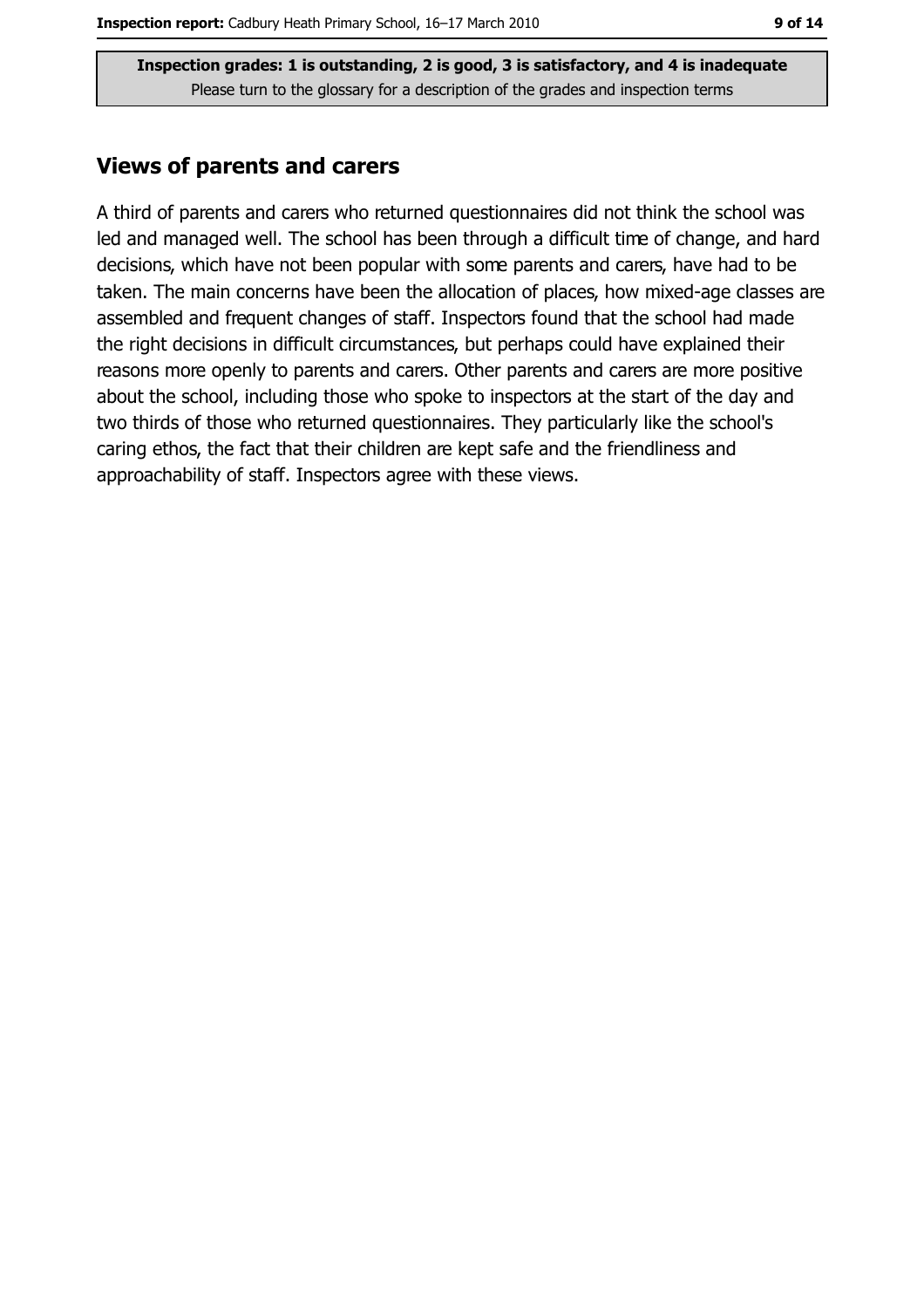**Inspection grades: 1 is outstanding, 2 is good, 3 is satisfactory, and 4 is inadequate**
Please turn to the glossary for a description of the grades and inspection terms

## Views of parents and carers

A third of parents and carers who returned questionnaires did not think the school was led and managed well. The school has been through a difficult time of change, and hard decisions, which have not been popular with some parents and carers, have had to be taken. The main concerns have been the allocation of places, how mixed-age classes are assembled and frequent changes of staff. Inspectors found that the school had made the right decisions in difficult circumstances, but perhaps could have explained their reasons more openly to parents and carers. Other parents and carers are more positive about the school, including those who spoke to inspectors at the start of the day and two thirds of those who returned questionnaires. They particularly like the school's caring ethos, the fact that their children are kept safe and the friendliness and approachability of staff. Inspectors agree with these views.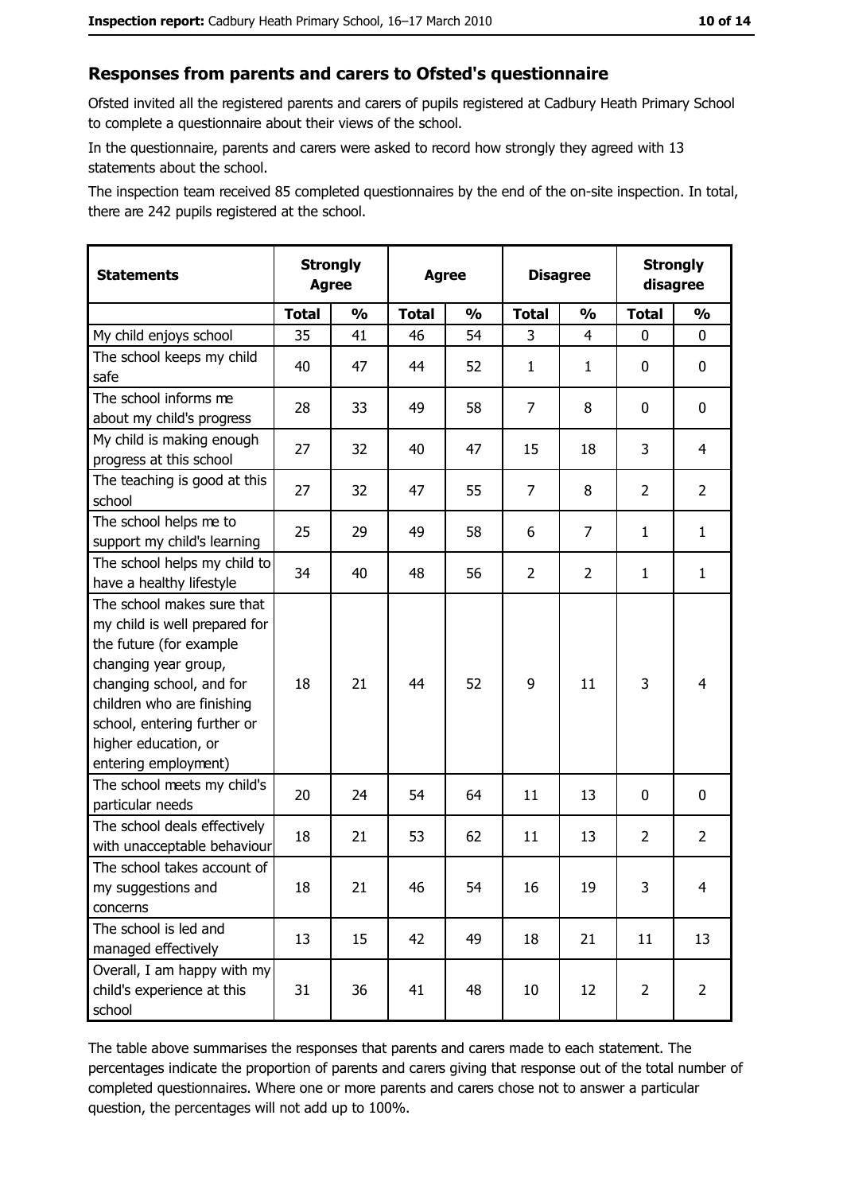## Responses from parents and carers to Ofsted's questionnaire

Ofsted invited all the registered parents and carers of pupils registered at Cadbury Heath Primary School to complete a questionnaire about their views of the school.

In the questionnaire, parents and carers were asked to record how strongly they agreed with 13 statements about the school.

The inspection team received 85 completed questionnaires by the end of the on-site inspection. In total, there are 242 pupils registered at the school.

| Statements | Strongly Agree | | Agree | | Disagree | | Strongly disagree | |
|---|---|---|---|---|---|---|---|---|
| | Total | % | Total | % | Total | % | Total | % |
| My child enjoys school | 35 | 41 | 46 | 54 | 3 | 4 | 0 | 0 |
| The school keeps my child safe | 40 | 47 | 44 | 52 | 1 | 1 | 0 | 0 |
| The school informs me about my child's progress | 28 | 33 | 49 | 58 | 7 | 8 | 0 | 0 |
| My child is making enough progress at this school | 27 | 32 | 40 | 47 | 15 | 18 | 3 | 4 |
| The teaching is good at this school | 27 | 32 | 47 | 55 | 7 | 8 | 2 | 2 |
| The school helps me to support my child's learning | 25 | 29 | 49 | 58 | 6 | 7 | 1 | 1 |
| The school helps my child to have a healthy lifestyle | 34 | 40 | 48 | 56 | 2 | 2 | 1 | 1 |
| The school makes sure that my child is well prepared for the future (for example changing year group, changing school, and for children who are finishing school, entering further or higher education, or entering employment) | 18 | 21 | 44 | 52 | 9 | 11 | 3 | 4 |
| The school meets my child's particular needs | 20 | 24 | 54 | 64 | 11 | 13 | 0 | 0 |
| The school deals effectively with unacceptable behaviour | 18 | 21 | 53 | 62 | 11 | 13 | 2 | 2 |
| The school takes account of my suggestions and concerns | 18 | 21 | 46 | 54 | 16 | 19 | 3 | 4 |
| The school is led and managed effectively | 13 | 15 | 42 | 49 | 18 | 21 | 11 | 13 |
| Overall, I am happy with my child's experience at this school | 31 | 36 | 41 | 48 | 10 | 12 | 2 | 2 |

The table above summarises the responses that parents and carers made to each statement. The percentages indicate the proportion of parents and carers giving that response out of the total number of completed questionnaires. Where one or more parents and carers chose not to answer a particular question, the percentages will not add up to 100%.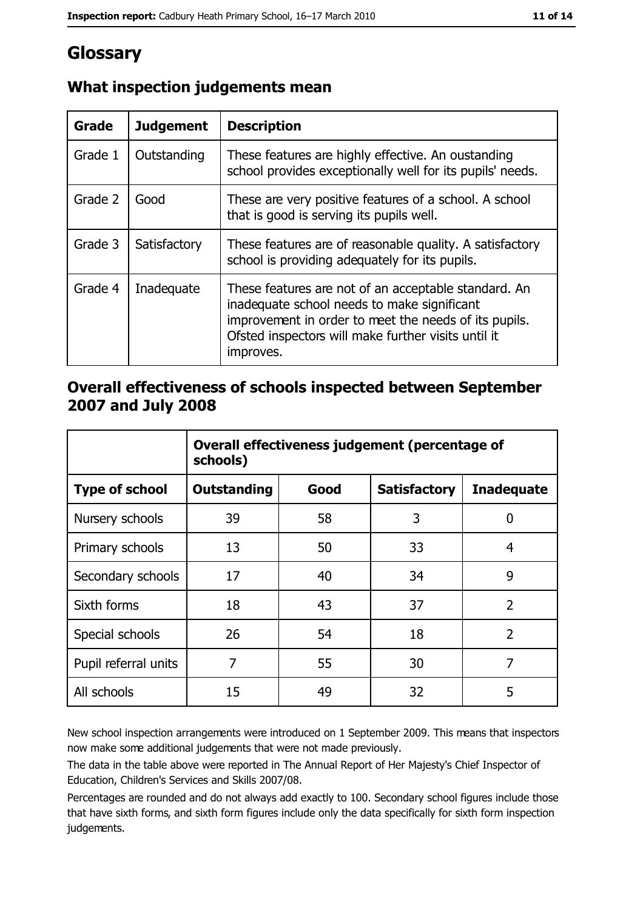# Glossary

## What inspection judgements mean

| Grade | Judgement | Description |
| --- | --- | --- |
| Grade 1 | Outstanding | These features are highly effective. An oustanding school provides exceptionally well for its pupils' needs. |
| Grade 2 | Good | These are very positive features of a school. A school that is good is serving its pupils well. |
| Grade 3 | Satisfactory | These features are of reasonable quality. A satisfactory school is providing adequately for its pupils. |
| Grade 4 | Inadequate | These features are not of an acceptable standard. An inadequate school needs to make significant improvement in order to meet the needs of its pupils. Ofsted inspectors will make further visits until it improves. |

## Overall effectiveness of schools inspected between September 2007 and July 2008

| | **Overall effectiveness judgement (percentage of schools)** | | | |
| --- | --- | --- | --- | --- |
| **Type of school** | **Outstanding** | **Good** | **Satisfactory** | **Inadequate** |
| Nursery schools | 39 | 58 | 3 | 0 |
| Primary schools | 13 | 50 | 33 | 4 |
| Secondary schools | 17 | 40 | 34 | 9 |
| Sixth forms | 18 | 43 | 37 | 2 |
| Special schools | 26 | 54 | 18 | 2 |
| Pupil referral units | 7 | 55 | 30 | 7 |
| All schools | 15 | 49 | 32 | 5 |

New school inspection arrangements were introduced on 1 September 2009. This means that inspectors now make some additional judgements that were not made previously.

The data in the table above were reported in The Annual Report of Her Majesty's Chief Inspector of Education, Children's Services and Skills 2007/08.

Percentages are rounded and do not always add exactly to 100. Secondary school figures include those that have sixth forms, and sixth form figures include only the data specifically for sixth form inspection judgements.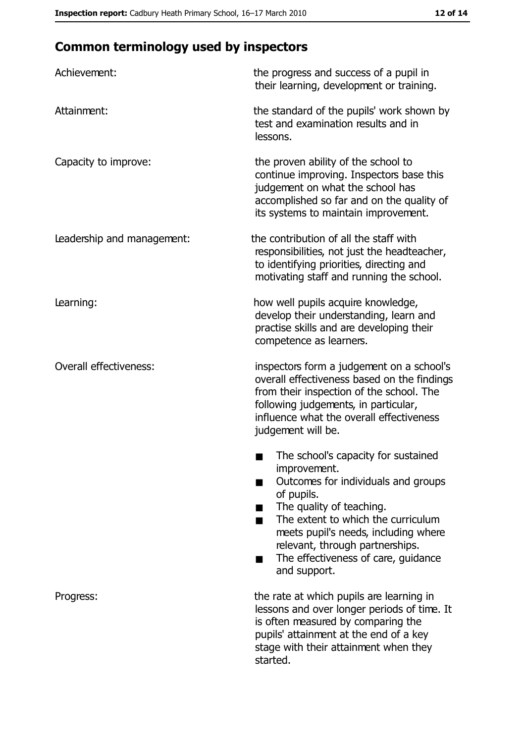## Common terminology used by inspectors

| | |
|---|---|
| Achievement: | the progress and success of a pupil in their learning, development or training. |
| Attainment: | the standard of the pupils' work shown by test and examination results and in lessons. |
| Capacity to improve: | the proven ability of the school to continue improving. Inspectors base this judgement on what the school has accomplished so far and on the quality of its systems to maintain improvement. |
| Leadership and management: | the contribution of all the staff with responsibilities, not just the headteacher, to identifying priorities, directing and motivating staff and running the school. |
| Learning: | how well pupils acquire knowledge, develop their understanding, learn and practise skills and are developing their competence as learners. |
| Overall effectiveness: | inspectors form a judgement on a school's overall effectiveness based on the findings from their inspection of the school. The following judgements, in particular, influence what the overall effectiveness judgement will be. <br>■ The school's capacity for sustained improvement.<br>■ Outcomes for individuals and groups of pupils.<br>■ The quality of teaching.<br>■ The extent to which the curriculum meets pupil's needs, including where relevant, through partnerships.<br>■ The effectiveness of care, guidance and support. |
| Progress: | the rate at which pupils are learning in lessons and over longer periods of time. It is often measured by comparing the pupils' attainment at the end of a key stage with their attainment when they started. |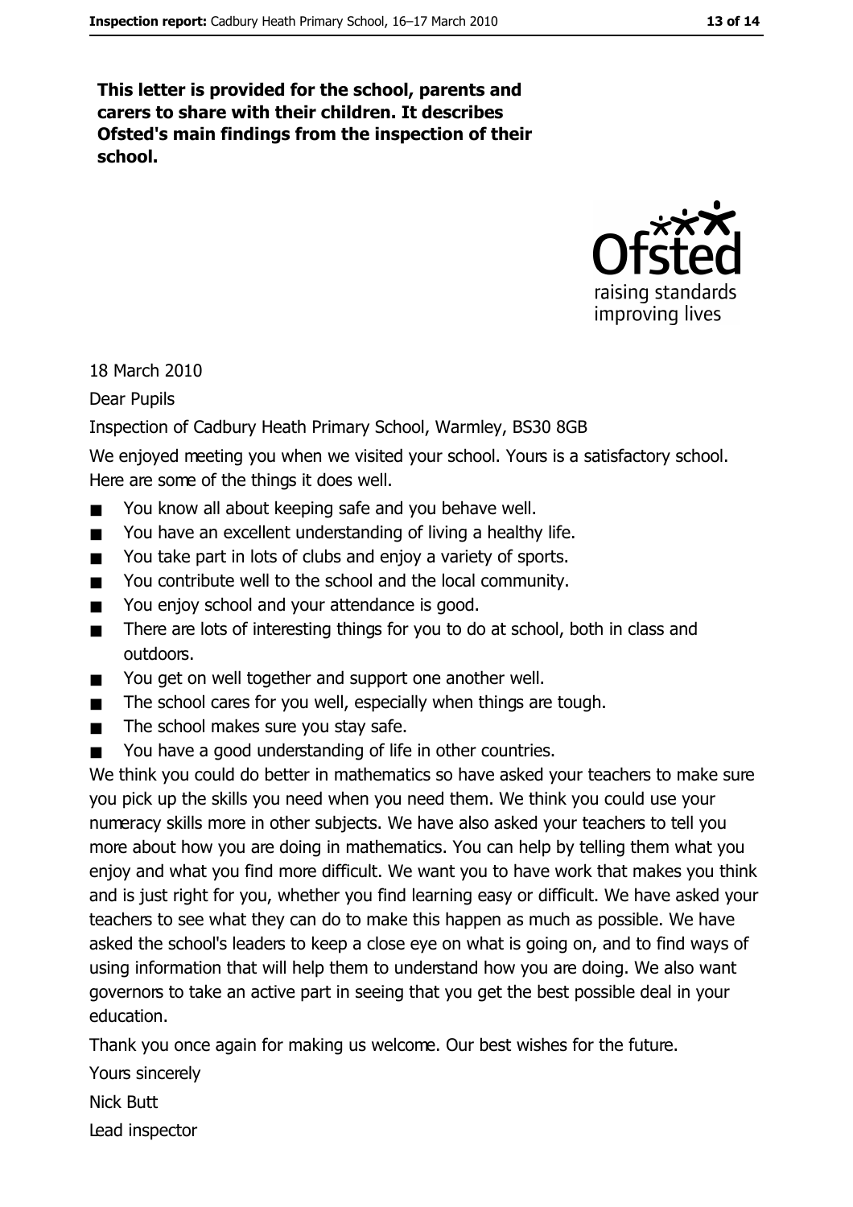**This letter is provided for the school, parents and carers to share with their children. It describes Ofsted's main findings from the inspection of their school.**

18 March 2010

Dear Pupils

Inspection of Cadbury Heath Primary School, Warmley, BS30 8GB

We enjoyed meeting you when we visited your school. Yours is a satisfactory school. Here are some of the things it does well.

- You know all about keeping safe and you behave well.
- You have an excellent understanding of living a healthy life.
- You take part in lots of clubs and enjoy a variety of sports.
- You contribute well to the school and the local community.
- You enjoy school and your attendance is good.
- There are lots of interesting things for you to do at school, both in class and outdoors.
- You get on well together and support one another well.
- The school cares for you well, especially when things are tough.
- The school makes sure you stay safe.
- You have a good understanding of life in other countries.

We think you could do better in mathematics so have asked your teachers to make sure you pick up the skills you need when you need them. We think you could use your numeracy skills more in other subjects. We have also asked your teachers to tell you more about how you are doing in mathematics. You can help by telling them what you enjoy and what you find more difficult. We want you to have work that makes you think and is just right for you, whether you find learning easy or difficult. We have asked your teachers to see what they can do to make this happen as much as possible. We have asked the school's leaders to keep a close eye on what is going on, and to find ways of using information that will help them to understand how you are doing. We also want governors to take an active part in seeing that you get the best possible deal in your education.

Thank you once again for making us welcome. Our best wishes for the future.

Yours sincerely

Nick Butt

Lead inspector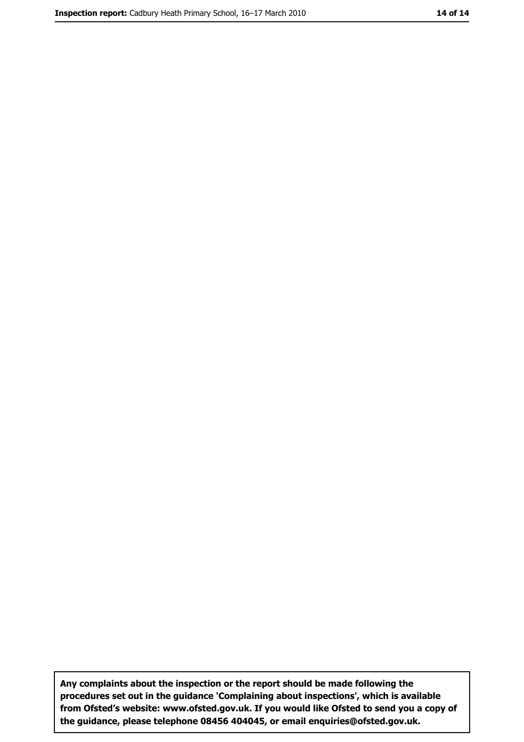**Any complaints about the inspection or the report should be made following the procedures set out in the guidance 'Complaining about inspections', which is available from Ofsted's website: www.ofsted.gov.uk. If you would like Ofsted to send you a copy of the guidance, please telephone 08456 404045, or email enquiries@ofsted.gov.uk.**